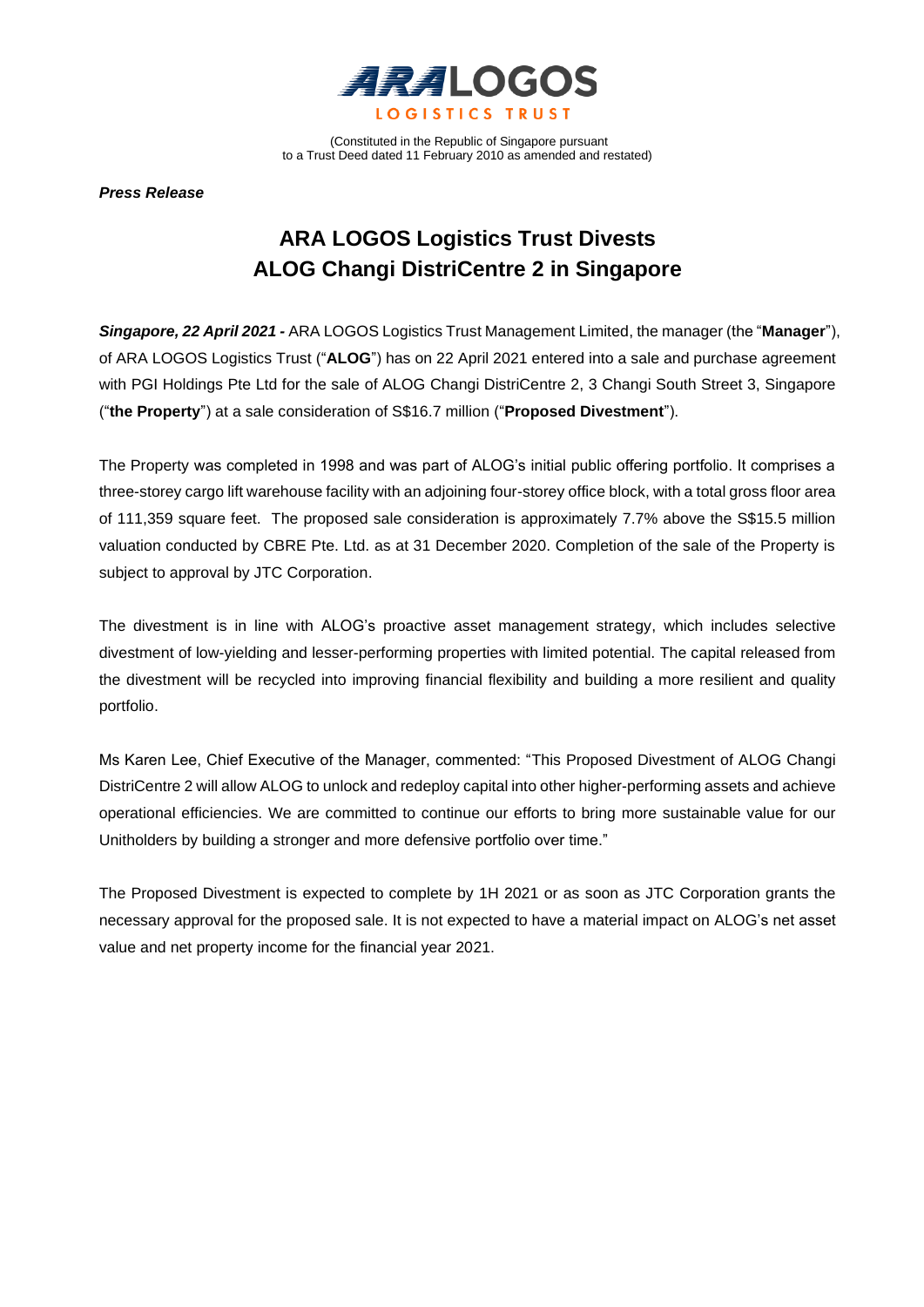ARA LOGOS

LOGISTICS TRUST

(Constituted in the Republic of Singapore pursuant to a Trust Deed dated 11 February 2010 as amended and restated)

***Press Release***

# ARA LOGOS Logistics Trust Divests ALOG Changi DistriCentre 2 in Singapore

***Singapore, 22 April 2021 -*** ARA LOGOS Logistics Trust Management Limited, the manager (the "**Manager**"), of ARA LOGOS Logistics Trust ("**ALOG**") has on 22 April 2021 entered into a sale and purchase agreement with PGI Holdings Pte Ltd for the sale of ALOG Changi DistriCentre 2, 3 Changi South Street 3, Singapore ("**the Property**") at a sale consideration of S$16.7 million ("**Proposed Divestment**").

The Property was completed in 1998 and was part of ALOG's initial public offering portfolio. It comprises a three-storey cargo lift warehouse facility with an adjoining four-storey office block, with a total gross floor area of 111,359 square feet. The proposed sale consideration is approximately 7.7% above the S$15.5 million valuation conducted by CBRE Pte. Ltd. as at 31 December 2020. Completion of the sale of the Property is subject to approval by JTC Corporation.

The divestment is in line with ALOG's proactive asset management strategy, which includes selective divestment of low-yielding and lesser-performing properties with limited potential. The capital released from the divestment will be recycled into improving financial flexibility and building a more resilient and quality portfolio.

Ms Karen Lee, Chief Executive of the Manager, commented: "This Proposed Divestment of ALOG Changi DistriCentre 2 will allow ALOG to unlock and redeploy capital into other higher-performing assets and achieve operational efficiencies. We are committed to continue our efforts to bring more sustainable value for our Unitholders by building a stronger and more defensive portfolio over time."

The Proposed Divestment is expected to complete by 1H 2021 or as soon as JTC Corporation grants the necessary approval for the proposed sale. It is not expected to have a material impact on ALOG's net asset value and net property income for the financial year 2021.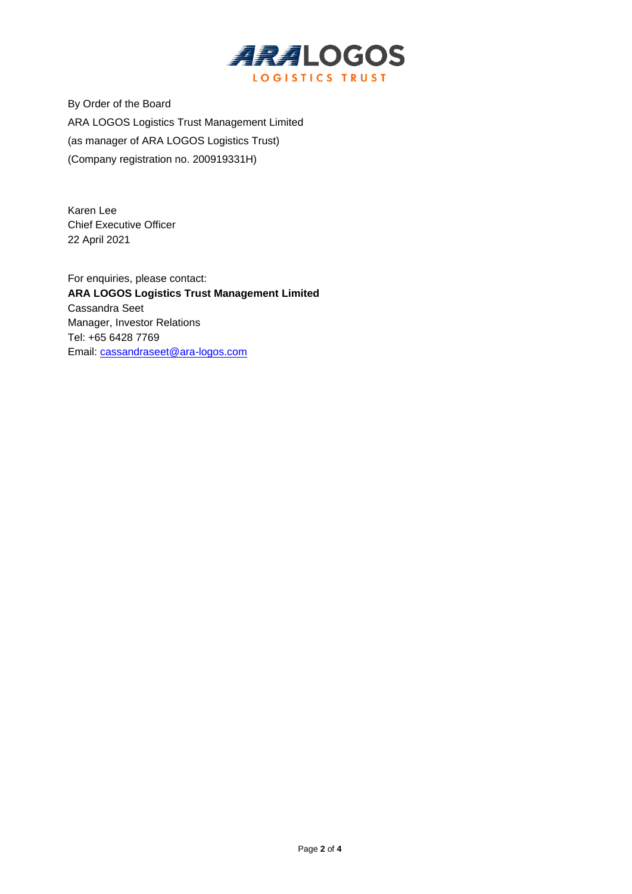By Order of the Board
ARA LOGOS Logistics Trust Management Limited
(as manager of ARA LOGOS Logistics Trust)
(Company registration no. 200919331H)

Karen Lee
Chief Executive Officer
22 April 2021

For enquiries, please contact:
**ARA LOGOS Logistics Trust Management Limited**
Cassandra Seet
Manager, Investor Relations
Tel: +65 6428 7769
Email: cassandraseet@ara-logos.com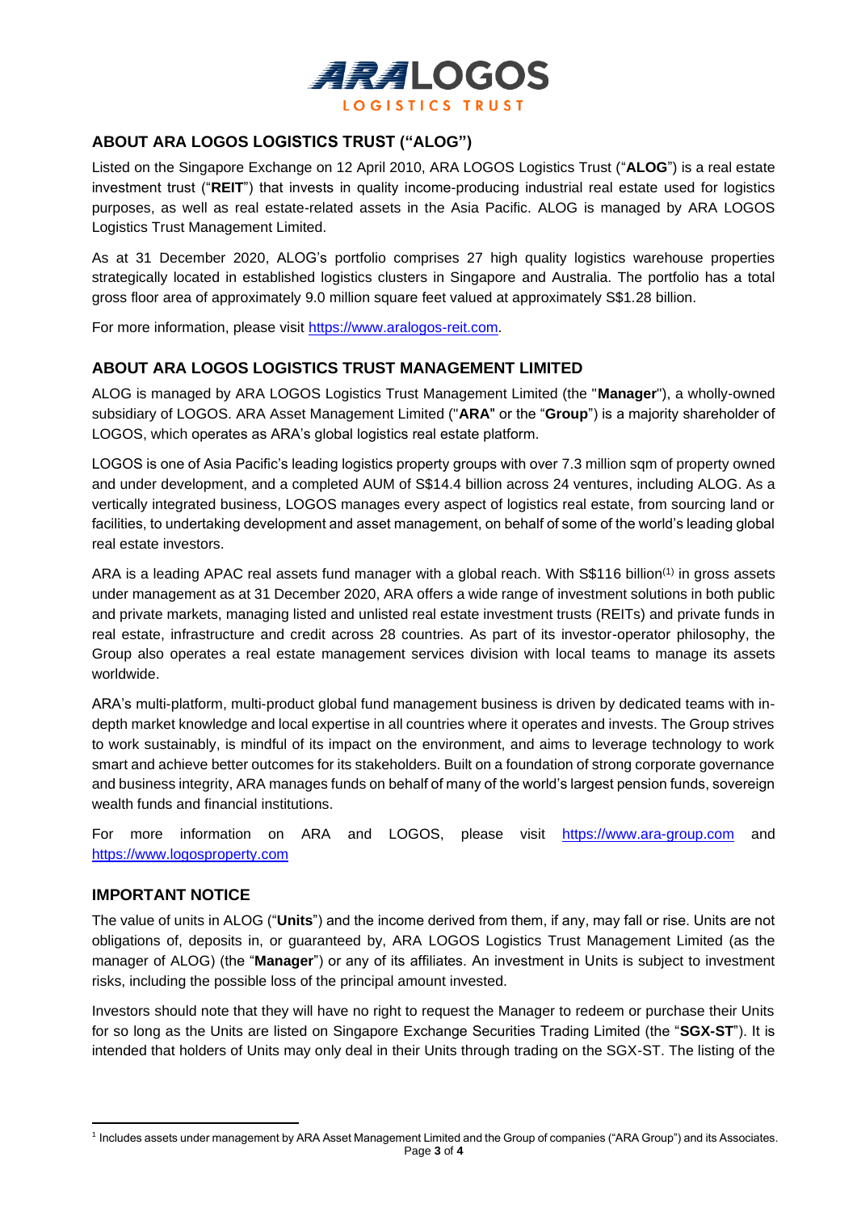## ABOUT ARA LOGOS LOGISTICS TRUST ("ALOG")

Listed on the Singapore Exchange on 12 April 2010, ARA LOGOS Logistics Trust ("**ALOG**") is a real estate investment trust ("**REIT**") that invests in quality income-producing industrial real estate used for logistics purposes, as well as real estate-related assets in the Asia Pacific. ALOG is managed by ARA LOGOS Logistics Trust Management Limited.

As at 31 December 2020, ALOG's portfolio comprises 27 high quality logistics warehouse properties strategically located in established logistics clusters in Singapore and Australia. The portfolio has a total gross floor area of approximately 9.0 million square feet valued at approximately S$1.28 billion.

For more information, please visit https://www.aralogos-reit.com.

## ABOUT ARA LOGOS LOGISTICS TRUST MANAGEMENT LIMITED

ALOG is managed by ARA LOGOS Logistics Trust Management Limited (the "**Manager**"), a wholly-owned subsidiary of LOGOS. ARA Asset Management Limited ("**ARA**" or the "**Group**") is a majority shareholder of LOGOS, which operates as ARA's global logistics real estate platform.

LOGOS is one of Asia Pacific's leading logistics property groups with over 7.3 million sqm of property owned and under development, and a completed AUM of S$14.4 billion across 24 ventures, including ALOG. As a vertically integrated business, LOGOS manages every aspect of logistics real estate, from sourcing land or facilities, to undertaking development and asset management, on behalf of some of the world's leading global real estate investors.

ARA is a leading APAC real assets fund manager with a global reach. With S$116 billion[(1)] in gross assets under management as at 31 December 2020, ARA offers a wide range of investment solutions in both public and private markets, managing listed and unlisted real estate investment trusts (REITs) and private funds in real estate, infrastructure and credit across 28 countries. As part of its investor-operator philosophy, the Group also operates a real estate management services division with local teams to manage its assets worldwide.

ARA's multi-platform, multi-product global fund management business is driven by dedicated teams with in-depth market knowledge and local expertise in all countries where it operates and invests. The Group strives to work sustainably, is mindful of its impact on the environment, and aims to leverage technology to work smart and achieve better outcomes for its stakeholders. Built on a foundation of strong corporate governance and business integrity, ARA manages funds on behalf of many of the world's largest pension funds, sovereign wealth funds and financial institutions.

For more information on ARA and LOGOS, please visit https://www.ara-group.com and https://www.logosproperty.com

## IMPORTANT NOTICE

The value of units in ALOG ("**Units**") and the income derived from them, if any, may fall or rise. Units are not obligations of, deposits in, or guaranteed by, ARA LOGOS Logistics Trust Management Limited (as the manager of ALOG) (the "**Manager**") or any of its affiliates. An investment in Units is subject to investment risks, including the possible loss of the principal amount invested.

Investors should note that they will have no right to request the Manager to redeem or purchase their Units for so long as the Units are listed on Singapore Exchange Securities Trading Limited (the "**SGX-ST**"). It is intended that holders of Units may only deal in their Units through trading on the SGX-ST. The listing of the

---

[1] Includes assets under management by ARA Asset Management Limited and the Group of companies ("ARA Group") and its Associates.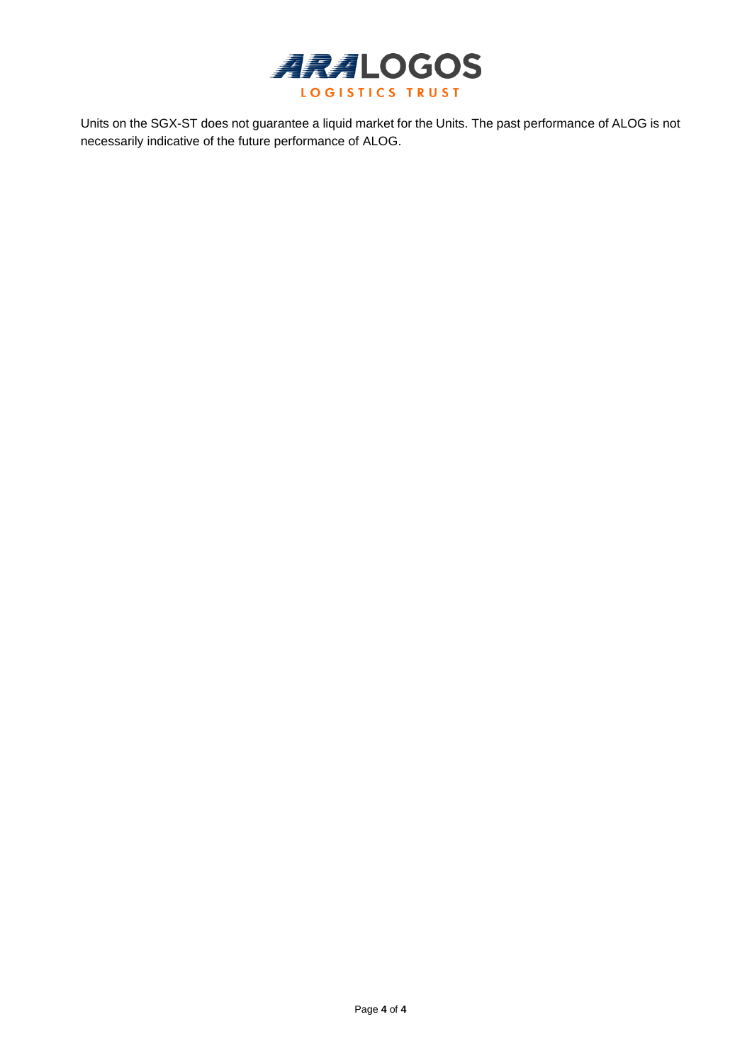Units on the SGX-ST does not guarantee a liquid market for the Units. The past performance of ALOG is not necessarily indicative of the future performance of ALOG.